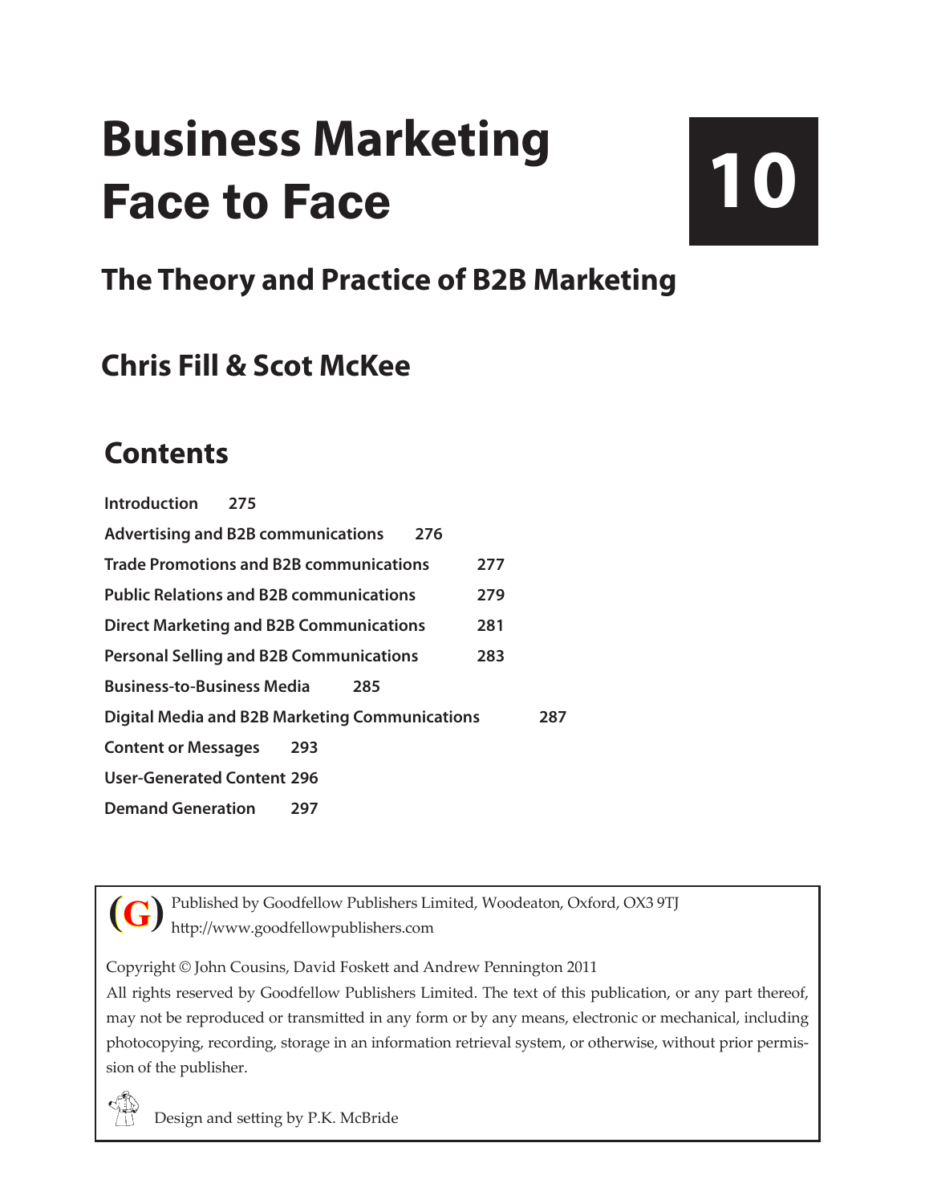# Business Marketing Face to Face

**10**

## The Theory and Practice of B2B Marketing

## Chris Fill & Scot McKee

## Contents

| | |
|---|---|
| **Introduction** | **275** |
| **Advertising and B2B communications** | **276** |
| **Trade Promotions and B2B communications** | **277** |
| **Public Relations and B2B communications** | **279** |
| **Direct Marketing and B2B Communications** | **281** |
| **Personal Selling and B2B Communications** | **283** |
| **Business-to-Business Media** | **285** |
| **Digital Media and B2B Marketing Communications** | **287** |
| **Content or Messages** | **293** |
| **User-Generated Content** | **296** |
| **Demand Generation** | **297** |

(G) Published by Goodfellow Publishers Limited, Woodeaton, Oxford, OX3 9TJ
http://www.goodfellowpublishers.com

Copyright © John Cousins, David Foskett and Andrew Pennington 2011

All rights reserved by Goodfellow Publishers Limited. The text of this publication, or any part thereof, may not be reproduced or transmitted in any form or by any means, electronic or mechanical, including photocopying, recording, storage in an information retrieval system, or otherwise, without prior permission of the publisher.

Design and setting by P.K. McBride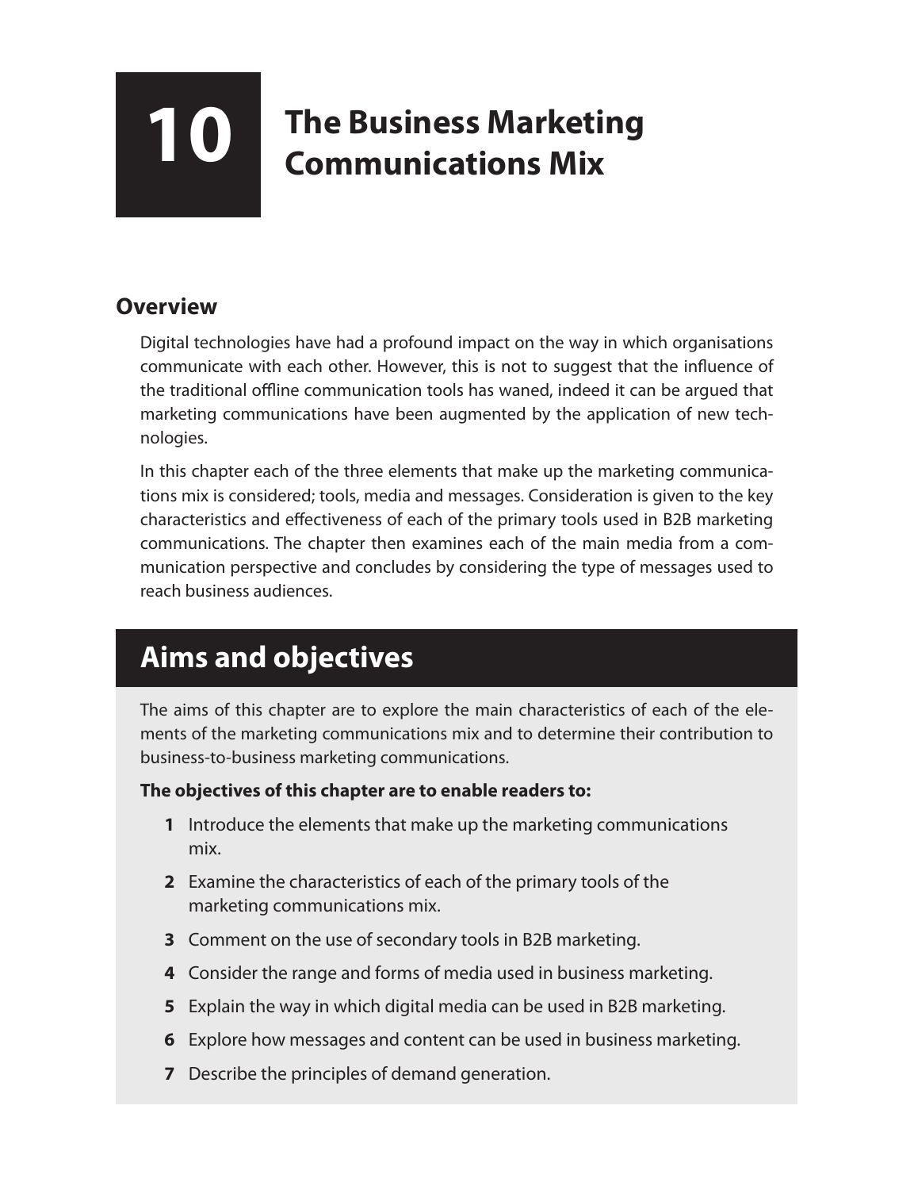# 10 The Business Marketing Communications Mix

## Overview

Digital technologies have had a profound impact on the way in which organisations communicate with each other. However, this is not to suggest that the influence of the traditional offline communication tools has waned, indeed it can be argued that marketing communications have been augmented by the application of new technologies.

In this chapter each of the three elements that make up the marketing communications mix is considered; tools, media and messages. Consideration is given to the key characteristics and effectiveness of each of the primary tools used in B2B marketing communications. The chapter then examines each of the main media from a communication perspective and concludes by considering the type of messages used to reach business audiences.

## Aims and objectives

The aims of this chapter are to explore the main characteristics of each of the elements of the marketing communications mix and to determine their contribution to business-to-business marketing communications.

**The objectives of this chapter are to enable readers to:**

1. Introduce the elements that make up the marketing communications mix.
2. Examine the characteristics of each of the primary tools of the marketing communications mix.
3. Comment on the use of secondary tools in B2B marketing.
4. Consider the range and forms of media used in business marketing.
5. Explain the way in which digital media can be used in B2B marketing.
6. Explore how messages and content can be used in business marketing.
7. Describe the principles of demand generation.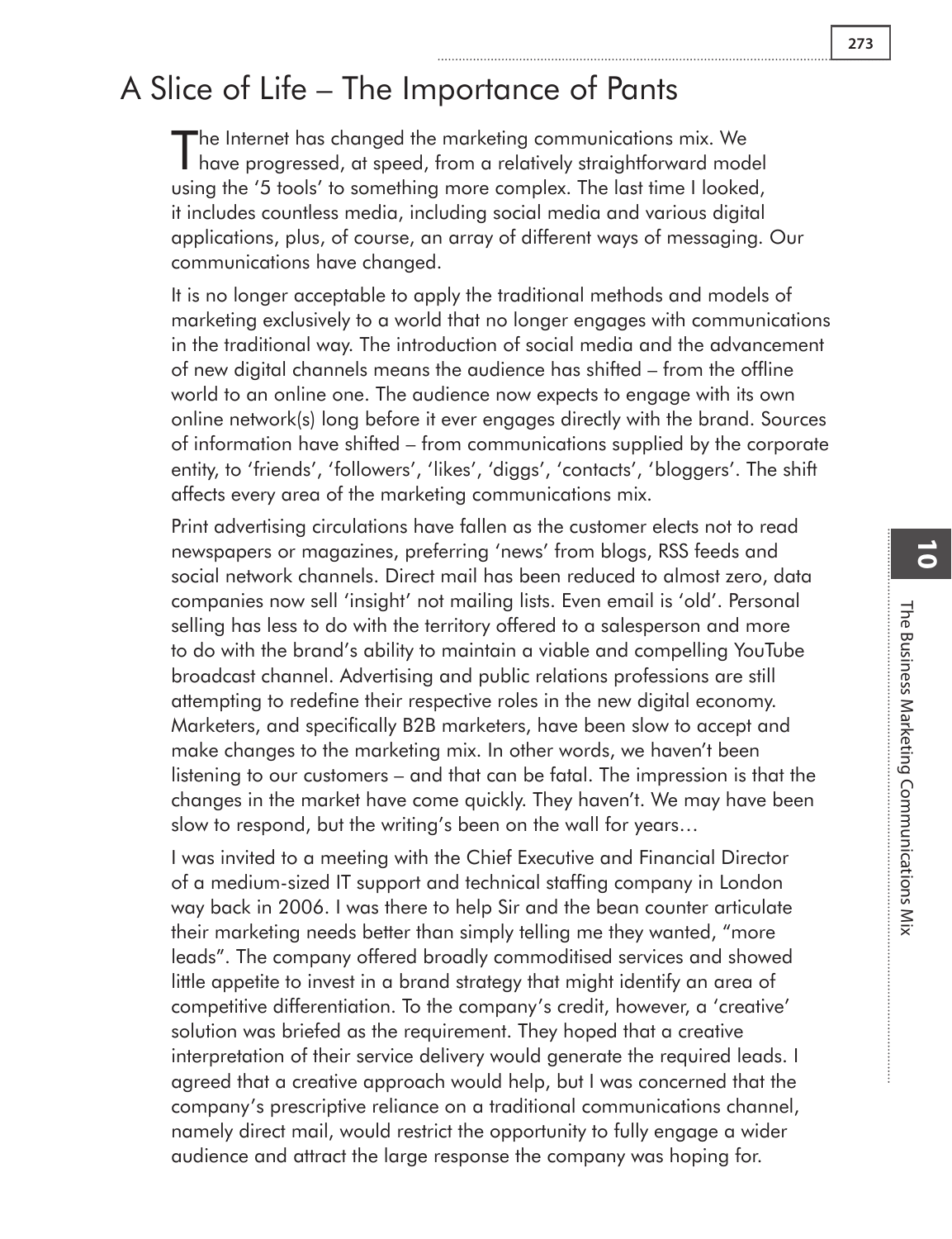# A Slice of Life – The Importance of Pants

The Internet has changed the marketing communications mix. We have progressed, at speed, from a relatively straightforward model using the '5 tools' to something more complex. The last time I looked, it includes countless media, including social media and various digital applications, plus, of course, an array of different ways of messaging. Our communications have changed.

It is no longer acceptable to apply the traditional methods and models of marketing exclusively to a world that no longer engages with communications in the traditional way. The introduction of social media and the advancement of new digital channels means the audience has shifted – from the offline world to an online one. The audience now expects to engage with its own online network(s) long before it ever engages directly with the brand. Sources of information have shifted – from communications supplied by the corporate entity, to 'friends', 'followers', 'likes', 'diggs', 'contacts', 'bloggers'. The shift affects every area of the marketing communications mix.

Print advertising circulations have fallen as the customer elects not to read newspapers or magazines, preferring 'news' from blogs, RSS feeds and social network channels. Direct mail has been reduced to almost zero, data companies now sell 'insight' not mailing lists. Even email is 'old'. Personal selling has less to do with the territory offered to a salesperson and more to do with the brand's ability to maintain a viable and compelling YouTube broadcast channel. Advertising and public relations professions are still attempting to redefine their respective roles in the new digital economy. Marketers, and specifically B2B marketers, have been slow to accept and make changes to the marketing mix. In other words, we haven't been listening to our customers – and that can be fatal. The impression is that the changes in the market have come quickly. They haven't. We may have been slow to respond, but the writing's been on the wall for years…

I was invited to a meeting with the Chief Executive and Financial Director of a medium-sized IT support and technical staffing company in London way back in 2006. I was there to help Sir and the bean counter articulate their marketing needs better than simply telling me they wanted, "more leads". The company offered broadly commoditised services and showed little appetite to invest in a brand strategy that might identify an area of competitive differentiation. To the company's credit, however, a 'creative' solution was briefed as the requirement. They hoped that a creative interpretation of their service delivery would generate the required leads. I agreed that a creative approach would help, but I was concerned that the company's prescriptive reliance on a traditional communications channel, namely direct mail, would restrict the opportunity to fully engage a wider audience and attract the large response the company was hoping for.